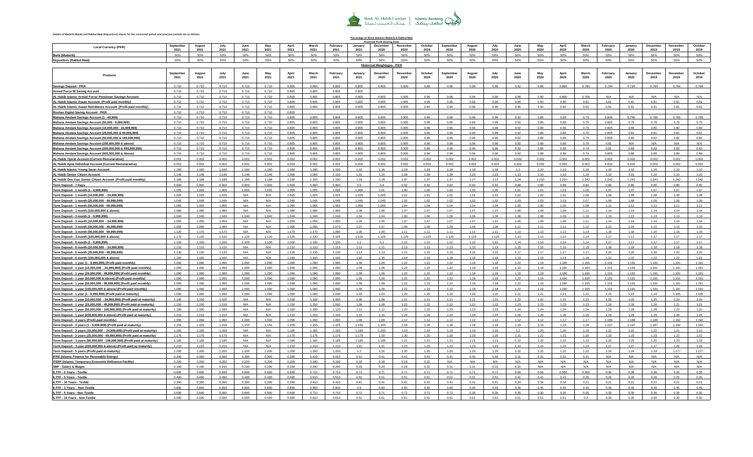Bank AL Habib Limited | Islamic Banking

Details of Mudarib (Bank) and Rabbul Maal (Depositors) shares for the concerned period and previous periods are as follows:

**Percentage of Share between Mudarib & Rabbul-Maal**

**Historical Profit Sharing Ratio**

| Local Currency (PKR) | September 2021 | August 2021 | July 2021 | June 2021 | May 2021 | April 2021 | March 2021 | February 2021 | January 2021 | December 2020 | November 2020 | October 2020 | September 2020 | August 2020 | July 2020 | June 2020 | May 2020 | April 2020 | March 2020 | February 2020 | January 2020 | December 2019 | November 2019 | October 2019 |
|---|---|---|---|---|---|---|---|---|---|---|---|---|---|---|---|---|---|---|---|---|---|---|---|---|
| Bank (Mudarib) | 50% | 50% | 50% | 50% | 50% | 50% | 50% | 50% | 50% | 50% | 50% | 50% | 50% | 50% | 50% | 50% | 50% | 50% | 50% | 50% | 50% | 50% | 50% | 50% |
| Depositors (Rabbul Maal) | 50% | 50% | 50% | 50% | 50% | 50% | 50% | 50% | 50% | 50% | 50% | 50% | 50% | 50% | 50% | 50% | 50% | 50% | 50% | 50% | 50% | 50% | 50% | 50% |

**Historical Weightages - PKR**

| Products | September 2021 | August 2021 | July 2021 | June 2021 | May 2021 | April 2021 | March 2021 | February 2021 | January 2021 | December 2020 | November 2020 | October 2020 | September 2020 | August 2020 | July 2020 | June 2020 | May 2020 | April 2020 | March 2020 | February 2020 | January 2020 | December 2019 | November 2019 | October 2019 |
|---|---|---|---|---|---|---|---|---|---|---|---|---|---|---|---|---|---|---|---|---|---|---|---|---|
| Savings Deposit - PKR | 0.710 | 0.710 | 0.710 | 0.710 | 0.710 | 0.805 | 0.805 | 0.805 | 0.805 | 0.805 | 0.905 | 0.96 | 0.96 | 0.96 | 0.96 | 0.92 | 0.89 | 0.890 | 0.785 | 0.784 | 0.784 | 0.784 | 0.784 | 0.784 |
| Armed Force IB Saving Account | 0.710 | 0.710 | 0.710 | 0.710 | 0.710 | 0.805 | 0.805 | 0.805 | 0.805 | | | | | | | | | | | | | | | |
| AL Habib Islamic Armed Force/ Pensioner Savings Account | 0.710 | 0.710 | 0.710 | 0.710 | 0.710 | 0.805 | 0.805 | 0.805 | 0.805 | 0.805 | 0.905 | 0.96 | 0.96 | 0.96 | 0.96 | 0.96 | 0.90 | 0.890 | 0.785 | N/A | N/A | N/A | N/A | N/A |
| AL Habib Islamic Asaan Account (Profit paid monthly) | 0.710 | 0.710 | 0.710 | 0.710 | 0.710 | 0.805 | 0.805 | 0.805 | 0.805 | 0.805 | 0.905 | 0.96 | 0.96 | 0.96 | 0.96 | 0.96 | 0.90 | 0.90 | 0.81 | 0.81 | 0.81 | 0.81 | 0.81 | 0.81 |
| AL Habib Islamic Asaan Remittance Account (Profit paid monthly) | 0.710 | 0.710 | 0.710 | 0.710 | 0.710 | 0.805 | 0.805 | 0.805 | 0.805 | 0.805 | 0.905 | 0.96 | 0.96 | 0.96 | 0.96 | 0.96 | 0.90 | 0.90 | 0.81 | 0.81 | 0.81 | 0.81 | 0.81 | 0.81 |
| Roshan Digital Saving Account - PKR | 0.710 | 0.710 | 0.710 | 0.710 | 0.710 | 0.805 | | | | | | | | | | | | | | | | | | |
| Mahana Amdani Savings Account (1 - 49,999) | 0.710 | 0.710 | 0.710 | 0.710 | 0.710 | 0.805 | 0.805 | 0.805 | 0.805 | 0.805 | 0.905 | 0.96 | 0.96 | 0.96 | 0.96 | 0.92 | 0.89 | 0.89 | 0.79 | 0.805 | 0.785 | 0.785 | 0.785 | 0.785 |
| Mahana Amdani Savings Account (50,000 - 9,999,999) | 0.710 | 0.710 | 0.710 | 0.710 | 0.710 | 0.805 | 0.805 | 0.805 | 0.805 | 0.805 | 0.905 | 0.96 | 0.96 | 0.96 | 0.96 | 0.92 | 0.89 | 0.89 | 0.79 | 0.805 | 0.79 | 0.79 | 0.79 | 0.79 |
| Mahana Amdani Savings Account (10,000,000 - 24,999,999) | 0.710 | 0.710 | 0.710 | 0.710 | 0.710 | 0.805 | 0.805 | 0.805 | 0.805 | 0.805 | 0.905 | 0.96 | 0.96 | 0.96 | 0.96 | 0.92 | 0.89 | 0.89 | 0.79 | 0.805 | 0.80 | 0.80 | 0.80 | 0.80 |
| Mahana Amdani Savings Account (25,000,000 & 49,999,999) | 0.710 | 0.710 | 0.710 | 0.710 | 0.710 | 0.805 | 0.805 | 0.805 | 0.805 | 0.805 | 0.905 | 0.96 | 0.96 | 0.96 | 0.96 | 0.92 | 0.89 | 0.89 | 0.79 | 0.805 | 0.81 | 0.81 | 0.81 | 0.81 |
| Mahana Amdani Savings Account (50,000,000 & 199,999,999) | 0.710 | 0.710 | 0.710 | 0.710 | 0.710 | 0.805 | 0.805 | 0.805 | 0.805 | 0.805 | 0.905 | 0.96 | 0.96 | 0.96 | 0.96 | 0.92 | 0.89 | 0.89 | 0.79 | 0.805 | 0.82 | 0.82 | 0.82 | 0.82 |
| Mahana Amdani Savings Account (200,000,000 & above) | 0.710 | 0.710 | 0.710 | 0.710 | 0.710 | 0.805 | 0.805 | 0.805 | 0.805 | 0.805 | 0.905 | 0.96 | 0.96 | 0.96 | 0.96 | 0.92 | 0.89 | 0.89 | 0.79 | 0.81 | N/A | N/A | N/A | N/A |
| Mahana Amdani Savings Account (200,000,000 & 499,999,999) | 0.710 | 0.710 | 0.710 | 0.710 | 0.710 | 0.805 | 0.805 | 0.805 | 0.805 | 0.805 | 0.905 | 0.96 | 0.96 | 0.96 | 0.96 | 0.92 | 0.89 | 0.89 | 0.79 | 0.81 | 0.83 | 0.83 | 0.83 | 0.83 |
| Mahana Amdani Savings Account (500,000,000 & Above) | 0.710 | 0.710 | 0.710 | 0.710 | 0.710 | 0.805 | 0.805 | 0.805 | 0.805 | 0.805 | 0.905 | 0.96 | 0.96 | 0.96 | 0.96 | 0.92 | 0.89 | 0.89 | 0.79 | 0.805 | 0.89 | 0.89 | 0.89 | 0.89 |
| AL Habib Tijarat Account (Current Remunerative) | 0.002 | 0.002 | 0.002 | 0.002 | 0.002 | 0.002 | 0.002 | 0.002 | 0.002 | 0.002 | 0.002 | 0.002 | 0.002 | 0.002 | 0.002 | 0.002 | 0.002 | 0.002 | 0.002 | 0.002 | 0.002 | 0.002 | 0.002 | 0.002 |
| AL Habib Apna Individual Account (Current Remunerative) | 0.002 | 0.002 | 0.002 | 0.002 | 0.002 | 0.002 | 0.002 | 0.002 | 0.002 | 0.002 | 0.002 | 0.002 | 0.002 | 0.002 | 0.002 | 0.002 | 0.002 | 0.002 | 0.002 | 0.002 | 0.002 | 0.002 | 0.002 | 0.002 |
| AL Habib Islamic Young Saver Account | 1.160 | 1.160 | 1.160 | 1.160 | 1.160 | 1.160 | 1.160 | 1.160 | 1.16 | 1.16 | 1.18 | 1.18 | 1.18 | 1.18 | 1.18 | 1.1 | 1.10 | 1.10 | 1.10 | 1.10 | 1.10 | 1.10 | 1.10 | 1.10 |
| AL Habib Senior Citizen Account | 1.146 | 1.146 | 1.146 | 1.146 | 1.146 | 1.095 | 1.095 | 1.150 | 1.15 | 1.15 | 1.28 | 1.28 | 1.28 | 1.23 | 1.23 | 1.13 | 1.10 | 1.10 | 1.10 | 1.10 | 1.10 | 1.10 | 1.10 | 1.10 |
| AL Habib One Year Senior Citizen Account (Profit paid monthly) | 1.188 | 1.188 | 1.188 | 1.188 | 1.188 | 1.160 | 1.160 | 1.190 | 1.19 | 1.19 | 1.37 | 1.37 | 1.37 | 1.27 | 1.27 | 1.24 | 1.210 | 1.210 | 1.242 | 1.242 | 1.242 | 1.242 | 1.242 | 1.242 |
| Term Deposit - 7 Days | 0.900 | 0.900 | 0.900 | 0.900 | 0.900 | 0.900 | 0.900 | 0.900 | 0.9 | 0.9 | 0.92 | 0.92 | 0.92 | 0.92 | 0.92 | 0.88 | 0.88 | 0.88 | 0.80 | 0.80 | 0.80 | 0.80 | 0.80 | 0.80 |
| Term Deposit - 1 month (1 - 9,999,999) | 1.005 | 1.005 | 1.005 | 1.005 | 1.005 | 1.005 | 1.005 | 1.005 | 1.005 | 1.01 | 1.00 | 1.00 | 1.00 | 1.00 | 1.00 | 1.01 | 1.01 | 1.01 | 1.05 | 1.07 | 1.07 | 1.07 | 1.07 | 1.07 |
| Term Deposit - 1 month (10,000,000 - 24,999,999) | 1.025 | 1.025 | 1.025 | N/A | N/A | 1.025 | 1.025 | 1.025 | 1.025 | 1.025 | 1.01 | 1.01 | 1.01 | 1.01 | 1.01 | 1.02 | 1.02 | 1.02 | 1.06 | 1.08 | 1.08 | 1.08 | 1.08 | 1.08 |
| Term Deposit - 1 month (25,000,000 - 49,999,999) | 1.045 | 1.045 | 1.045 | N/A | N/A | 1.045 | 1.045 | 1.045 | 1.045 | 1.045 | 1.02 | 1.02 | 1.02 | 1.02 | 1.02 | 1.03 | 1.03 | 1.03 | 1.07 | 1.09 | 1.09 | 1.09 | 1.09 | 1.09 |
| Term Deposit - 1 month (50,000,000 - 99,999,999) | 1.065 | 1.065 | 1.065 | N/A | N/A | 1.065 | 1.065 | 1.065 | 1.065 | 1.065 | 1.04 | 1.04 | 1.04 | 1.04 | 1.04 | 1.05 | 1.05 | 1.05 | 1.08 | 1.11 | 1.11 | 1.11 | 1.11 | 1.11 |
| Term Deposit - 1 month (100,000,000 & above) | 1.080 | 1.080 | 1.080 | N/A | N/A | 1.080 | 1.080 | 1.080 | 1.08 | 1.08 | 1.07 | 1.07 | 1.07 | 1.07 | 1.07 | 1.08 | 1.08 | 1.08 | 1.11 | 1.14 | 1.14 | 1.14 | 1.14 | 1.14 |
| Term Deposit - 3 month (1 - 9,999,999) | 1.040 | 1.040 | 1.040 | 1.040 | 1.040 | 1.040 | 1.040 | 1.040 | 1.04 | 1.04 | 1.06 | 1.06 | 1.06 | 1.06 | 1.06 | 1.08 | 1.08 | 1.08 | 1.10 | 1.13 | 1.13 | 1.13 | 1.13 | 1.13 |
| Term Deposit - 3 month (10,000,000 - 24,999,999) | 1.050 | 1.050 | 1.050 | N/A | N/A | 1.050 | 1.050 | 1.050 | 1.05 | 1.05 | 1.07 | 1.07 | 1.07 | 1.07 | 1.07 | 1.09 | 1.09 | 1.09 | 1.11 | 1.14 | 1.14 | 1.14 | 1.14 | 1.14 |
| Term Deposit - 3 month (25,000,000 - 49,999,999) | 1.095 | 1.095 | 1.095 | N/A | N/A | 1.095 | 1.095 | 1.070 | 1.07 | 1.07 | 1.09 | 1.09 | 1.09 | 1.09 | 1.09 | 1.11 | 1.11 | 1.11 | 1.12 | 1.15 | 1.15 | 1.15 | 1.15 | 1.15 |
| Term Deposit - 3 month (50,000,000 - 99,999,999) | 1.120 | 1.170 | 1.170 | N/A | N/A | 1.170 | 1.170 | 1.090 | 1.09 | 1.09 | 1.11 | 1.11 | 1.11 | 1.11 | 1.11 | 1.13 | 1.13 | 1.13 | 1.13 | 1.16 | 1.16 | 1.16 | 1.16 | 1.16 |
| Term Deposit - 3 month (100,000,000 & above) | 1.170 | 1.120 | 1.120 | 1.120 | 1.120 | 1.120 | 1.120 | 1.105 | 1.105 | 1.105 | 1.125 | 1.125 | 1.125 | 1.125 | 1.125 | 1.14 | 1.14 | 1.14 | 1.14 | 1.17 | 1.17 | 1.17 | 1.17 | 1.17 |
| Term Deposit - 6 month (1 - 9,999,999) | 1.100 | 1.100 | 1.100 | 1.100 | 1.100 | 1.100 | 1.100 | 1.100 | 1.1 | 1.1 | 1.12 | 1.12 | 1.12 | 1.12 | 1.12 | 1.14 | 1.14 | 1.14 | 1.14 | 1.17 | 1.17 | 1.17 | 1.17 | 1.17 |
| Term Deposit - 6 month (10,000,000 - 24,999,999) | 1.110 | 1.110 | 1.110 | N/A | N/A | 1.110 | 1.110 | 1.110 | 1.11 | 1.11 | 1.13 | 1.13 | 1.13 | 1.13 | 1.13 | 1.15 | 1.15 | 1.15 | 1.15 | 1.18 | 1.18 | 1.18 | 1.18 | 1.18 |
| Term Deposit - 6 month (25,000,000 - 99,999,999) | 1.130 | 1.130 | 1.130 | N/A | N/A | 1.130 | 1.130 | 1.130 | 1.13 | 1.13 | 1.15 | 1.15 | 1.15 | 1.15 | 1.15 | 1.17 | 1.17 | 1.17 | 1.17 | 1.20 | 1.20 | 1.20 | 1.20 | 1.20 |
| Term Deposit - 6 month (100,000,000 & above) | 1.160 | 1.160 | 1.160 | N/A | N/A | 1.160 | 1.160 | 1.160 | 1.16 | 1.16 | 1.18 | 1.18 | 1.18 | 1.18 | 1.18 | 1.19 | 1.19 | 1.19 | 1.19 | 1.22 | 1.22 | 1.22 | 1.22 | 1.22 |
| Term Deposit - 1 year (1 - 9,999,999) (Profit paid monthly) | 1.090 | 1.090 | 1.090 | 1.090 | 1.090 | 1.090 | 1.090 | 1.090 | 1.09 | 1.09 | 1.22 | 1.22 | 1.22 | 1.18 | 1.18 | 1.22 | 1.19 | 1.190 | 1.165 | 1.191 | 1.191 | 1.191 | 1.191 | 1.191 |
| Term Deposit - 1 year (10,000,000 - 24,999,999) (Profit paid monthly) | 1.090 | 1.090 | 1.090 | 1.090 | 1.090 | 1.090 | 1.090 | 1.090 | 1.09 | 1.09 | 1.22 | 1.22 | 1.22 | 1.18 | 1.18 | 1.22 | 1.19 | 1.190 | 1.165 | 1.191 | 1.191 | 1.191 | 1.191 | 1.191 |
| Term Deposit - 1 year (25,000,000 - 49,999,999) (Profit paid monthly) | 1.090 | 1.090 | 1.090 | 1.090 | 1.090 | 1.090 | 1.090 | 1.090 | 1.09 | 1.09 | 1.22 | 1.22 | 1.22 | 1.18 | 1.18 | 1.22 | 1.19 | 1.190 | 1.165 | 1.191 | 1.191 | 1.191 | 1.191 | 1.191 |
| Term Deposit - 1 year (50,000,000 & above) (Profit paid monthly) | 1.090 | 1.090 | 1.090 | 1.090 | 1.090 | 1.090 | 1.090 | 1.090 | 1.09 | 1.09 | 1.22 | 1.22 | 1.22 | 1.18 | 1.18 | 1.22 | 1.19 | 1.190 | 1.165 | 1.191 | 1.191 | 1.191 | 1.191 | 1.191 |
| Term Deposit - 1 year (50,000,000 - 99,999,999) (Profit paid monthly) | 1.090 | 1.090 | 1.090 | 1.090 | 1.090 | 1.090 | 1.090 | 1.090 | 1.09 | 1.09 | 1.22 | 1.22 | 1.22 | 1.18 | 1.18 | 1.22 | 1.19 | 1.190 | 1.165 | 1.191 | 1.191 | 1.191 | 1.191 | 1.191 |
| Term Deposit - 1 year (100,000,000 & above) (Profit paid monthly) | 1.090 | 1.090 | 1.090 | 1.090 | 1.090 | 1.090 | 1.090 | 1.090 | 1.09 | 1.09 | 1.22 | 1.22 | 1.22 | 1.18 | 1.18 | 1.22 | 1.19 | 1.190 | 1.165 | 1.191 | 1.191 | 1.191 | 1.191 | 1.191 |
| Term Deposit - 1 year (1 - 9,999,999) (Profit paid at maturity) | 1.090 | 1.090 | 1.090 | 1.090 | 1.090 | 1.090 | 1.090 | 1.030 | 1.03 | 1.03 | 1.20 | 1.20 | 1.20 | 1.20 | 1.20 | 1.21 | 1.21 | 1.21 | 1.21 | 1.24 | 1.24 | 1.24 | 1.195 | 1.195 |
| Term Deposit - 1 year (10,000,000 - 24,999,999) (Profit paid at maturity) | 1.100 | 1.100 | 1.100 | N/A | N/A | 1.100 | 1.100 | 1.060 | 1.06 | 1.06 | 1.21 | 1.21 | 1.21 | 1.21 | 1.21 | 1.22 | 1.22 | 1.22 | 1.22 | 1.25 | 1.25 | 1.25 | 1.20 | 1.20 |
| Term Deposit - 1 year (25,000,000 - 49,999,999) (Profit paid at maturity) | 1.150 | 1.150 | 1.150 | N/A | N/A | 1.150 | 1.150 | 1.090 | 1.09 | 1.09 | 1.22 | 1.22 | 1.22 | 1.22 | 1.22 | 1.23 | 1.23 | 1.23 | 1.23 | 1.26 | 1.26 | 1.26 | 1.21 | 1.21 |
| Term Deposit - 1 year (50,000,000 - 199,999,999) (Profit paid at maturity) | 1.180 | 1.180 | 1.180 | N/A | N/A | 1.180 | 1.180 | 1.120 | 1.12 | 1.12 | 1.23 | 1.23 | 1.23 | 1.23 | 1.23 | 1.24 | 1.24 | 1.24 | 1.24 | 1.28 | 1.28 | 1.28 | 1.22 | 1.22 |
| Term Deposit - 1 year (200,000,000 & above) (Profit paid at maturity) | 1.210 | 1.210 | 1.210 | N/A | N/A | 1.210 | 1.210 | 1.150 | 1.15 | 1.15 | 1.24 | 1.24 | 1.24 | 1.24 | 1.24 | 1.26 | 1.26 | 1.26 | 1.26 | 1.29 | 1.29 | 1.29 | 1.26 | 1.26 |
| Term Deposit - 3 years (Profit paid monthly) | 1.090 | 1.090 | 1.090 | 1.090 | 1.090 | 1.090 | 1.090 | 1.090 | 1.09 | 1.09 | 1.12 | 1.12 | 1.12 | 1.12 | 1.12 | 1.12 | 1.12 | 1.12 | 1.17 | 1.186 | 1.186 | 1.186 | 1.192 | 1.192 |
| Term Deposit - 3 years (1 - 9,999,999) (Profit paid at maturity) | 1.155 | 1.155 | 1.155 | 1.155 | 1.155 | 1.155 | 1.155 | 1.155 | 1.155 | 1.155 | 1.18 | 1.18 | 1.18 | 1.18 | 1.18 | 1.19 | 1.19 | 1.19 | 1.18 | 1.197 | 1.197 | 1.197 | 1.192 | 1.192 |
| Term Deposit - 3 years (10,000,000 - 24,999,999) (Profit paid at maturity) | 1.165 | 1.165 | 1.165 | N/A | N/A | 1.165 | 1.165 | 1.165 | 1.165 | 1.165 | 1.19 | 1.19 | 1.19 | 1.19 | 1.19 | 1.2 | 1.20 | 1.20 | 1.19 | 1.22 | 1.22 | 1.22 | 1.21 | 1.21 |
| Term Deposit - 3 years (25,000,000 - 49,999,999) (Profit paid at maturity) | 1.175 | 1.175 | 1.175 | N/A | N/A | 1.175 | 1.175 | 1.175 | 1.175 | 1.18 | 1.20 | 1.20 | 1.20 | 1.20 | 1.20 | 1.21 | 1.21 | 1.21 | 1.20 | 1.23 | 1.23 | 1.23 | 1.22 | 1.22 |
| Term Deposit - 3 years (50,000,000 - 199,999,999) (Profit paid at maturity) | 1.185 | 1.185 | 1.185 | N/A | N/A | 1.185 | 1.185 | 1.185 | 1.185 | 1.185 | 1.21 | 1.21 | 1.21 | 1.21 | 1.21 | 1.22 | 1.22 | 1.22 | 1.22 | 1.25 | 1.25 | 1.25 | 1.23 | 1.23 |
| Term Deposit - 3 year (200,000,000 & above) (Profit paid ay maturity) | 1.210 | 1.210 | 1.210 | N/A | N/A | 1.210 | 1.210 | 1.210 | 1.21 | 1.21 | 1.23 | 1.23 | 1.23 | 1.23 | 1.23 | 1.24 | 1.24 | 1.24 | 1.24 | 1.27 | 1.27 | 1.27 | 1.26 | 1.26 |
| Term Deposit - 5 years (Profit paid at maturity) | 1.200 | 1.200 | 1.200 | 1.200 | 1.200 | 1.200 | 1.200 | 1.200 | 1.2 | 1.20 | 1.20 | 1.20 | 1.20 | 1.20 | 1.20 | 1.22 | 1.22 | 1.22 | 1.22 | 1.24 | 1.24 | 1.24 | 1.277 | 1.277 |
| IFRE (Islamic Finance for Renewable Energy) | 0.390 | 0.390 | 0.390 | 0.390 | 0.390 | 0.390 | 0.410 | 0.410 | 0.41 | 0.41 | 0.41 | 0.41 | 0.41 | 0.40 | 0.40 | 0.31 | 0.31 | 0.31 | N/A | N/A | N/A | N/A | N/A | N/A |
| ITERF-(Islamic Temporary Economic Refinance Facility) | 0.200 | 0.200 | 0.200 | 0.200 | 0.200 | 0.200 | 0.180 | 0.180 | 0.18 | 0.18 | 0.18 | 0.31 | N/A | N/A | N/A | N/A | N/A | N/A | N/A | N/A | N/A | N/A | N/A | N/A |
| SBP - Salary & Wages | 0.190 | 0.190 | 0.190 | 0.190 | 0.190 | 0.190 | 0.290 | 0.290 | 0.29 | 0.29 | 0.29 | 0.31 | 0.31 | 0.31 | 0.31 | 0.31 | N/A | N/A | N/A | N/A | N/A | N/A | N/A | N/A |
| ILTFF - 3 Years - Textile | 0.690 | 0.690 | 0.690 | 0.690 | 0.690 | 0.690 | 0.710 | 0.710 | 0.71 | 0.71 | 0.71 | 0.71 | 0.71 | 0.71 | 0.71 | 0.56 | 0.56 | 0.560 | 0.365 | 0.36 | 0.36 | 0.36 | 0.35 | 0.35 |
| ILTFF - 5 Years - Textile | 0.490 | 0.490 | 0.490 | 0.490 | 0.490 | 0.490 | 0.510 | 0.510 | 0.51 | 0.51 | 0.51 | 0.51 | 0.51 | 0.51 | 0.51 | 0.41 | 0.41 | 0.41 | 0.26 | 0.26 | 0.26 | 0.26 | 0.25 | 0.25 |
| ILTFF - 10 Years - Textile | 0.390 | 0.390 | 0.390 | 0.390 | 0.390 | 0.390 | 0.410 | 0.410 | 0.41 | 0.41 | 0.41 | 0.41 | 0.41 | 0.41 | 0.41 | 0.34 | 0.34 | 0.34 | 0.21 | 0.21 | 0.21 | 0.21 | 0.21 | 0.21 |
| ILTFF - 3 Years - Non Textile | 0.890 | 0.890 | 0.890 | 0.890 | 0.890 | 0.890 | 0.900 | 0.900 | 0.9 | 0.90 | 0.90 | 0.90 | 0.90 | 0.45 | 0.45 | 0.45 | 0.45 | 0.45 | 0.45 | 0.45 | 0.45 | 0.45 | 0.45 | 0.45 |
| ILTFF - 5 Years - Non Textile | 0.690 | 0.690 | 0.690 | 0.690 | 0.690 | 0.690 | 0.710 | 0.710 | 0.71 | 0.71 | 0.71 | 0.71 | 0.71 | 0.35 | 0.35 | 0.35 | 0.35 | 0.35 | 0.35 | 0.35 | 0.35 | 0.35 | 0.35 | 0.35 |
| ILTFF - 10 Years - Non Textile | 0.590 | 0.590 | 0.590 | 0.590 | 0.590 | 0.590 | 0.610 | 0.610 | 0.61 | 0.61 | 0.61 | 0.61 | 0.61 | 0.61 | 0.61 | 0.51 | 0.51 | 0.51 | 0.3 | 0.30 | 0.30 | 0.30 | 0.30 | 0.30 |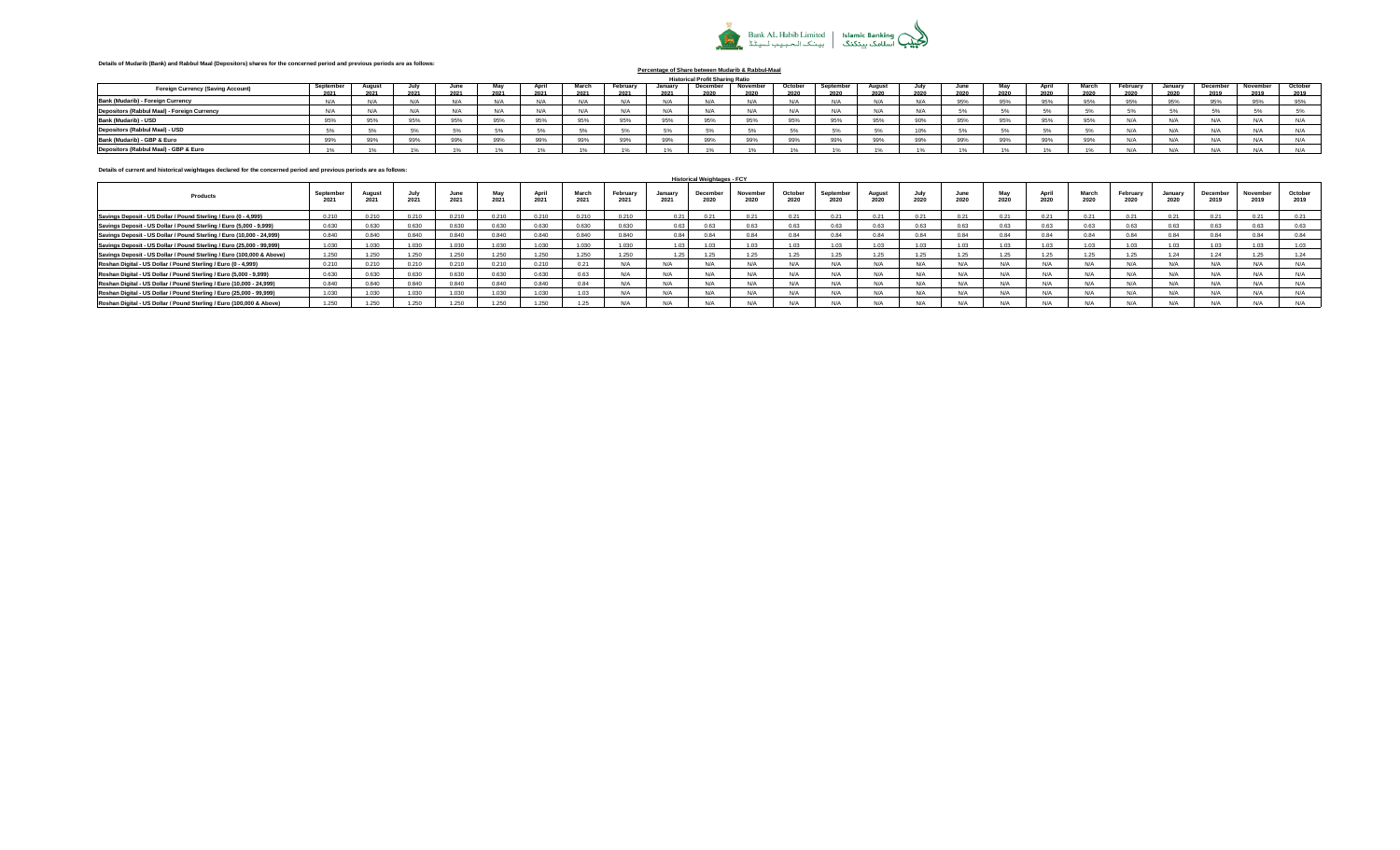**Details of Mudarib (Bank) and Rabbul Maal (Depositors) shares for the concerned period and previous periods are as follows:**

**Percentage of Share between Mudarib & Rabbul-Maal**

| Foreign Currency (Saving Account) | Historical Profit Sharing Ratio | | | | | | | | | | | | | | | | | | | | | | | |
|---|---|---|---|---|---|---|---|---|---|---|---|---|---|---|---|---|---|---|---|---|---|---|---|---|
| | September 2021 | August 2021 | July 2021 | June 2021 | May 2021 | April 2021 | March 2021 | February 2021 | January 2021 | December 2020 | November 2020 | October 2020 | September 2020 | August 2020 | July 2020 | June 2020 | May 2020 | April 2020 | March 2020 | February 2020 | January 2020 | December 2019 | November 2019 | October 2019 |
| Bank (Mudarib) - Foreign Currency | N/A | N/A | N/A | N/A | N/A | N/A | N/A | N/A | N/A | N/A | N/A | N/A | N/A | N/A | N/A | 95% | 95% | 95% | 95% | 95% | 95% | 95% | 95% | 95% |
| Depositors (Rabbul Maal) - Foreign Currency | N/A | N/A | N/A | N/A | N/A | N/A | N/A | N/A | N/A | N/A | N/A | N/A | N/A | N/A | N/A | 5% | 5% | 5% | 5% | 5% | 5% | 5% | 5% | 5% |
| Bank (Mudarib) - USD | 95% | 95% | 95% | 95% | 95% | 95% | 95% | 95% | 95% | 95% | 95% | 95% | 95% | 95% | 90% | 95% | 95% | 95% | 95% | N/A | N/A | N/A | N/A | N/A |
| Depositors (Rabbul Maal) - USD | 5% | 5% | 5% | 5% | 5% | 5% | 5% | 5% | 5% | 5% | 5% | 5% | 5% | 5% | 10% | 5% | 5% | 5% | 5% | N/A | N/A | N/A | N/A | N/A |
| Bank (Mudarib) - GBP & Euro | 99% | 99% | 99% | 99% | 99% | 99% | 99% | 99% | 99% | 99% | 99% | 99% | 99% | 99% | 99% | 99% | 99% | 99% | 99% | N/A | N/A | N/A | N/A | N/A |
| Depositors (Rabbul Maal) - GBP & Euro | 1% | 1% | 1% | 1% | 1% | 1% | 1% | 1% | 1% | 1% | 1% | 1% | 1% | 1% | 1% | 1% | 1% | 1% | 1% | N/A | N/A | N/A | N/A | N/A |

**Details of current and historical weightages declared for the concerned period and previous periods are as follows:**

| Products | Historical Weightages - FCY | | | | | | | | | | | | | | | | | | | | | | | |
|---|---|---|---|---|---|---|---|---|---|---|---|---|---|---|---|---|---|---|---|---|---|---|---|---|
| | September 2021 | August 2021 | July 2021 | June 2021 | May 2021 | April 2021 | March 2021 | February 2021 | January 2021 | December 2020 | November 2020 | October 2020 | September 2020 | August 2020 | July 2020 | June 2020 | May 2020 | April 2020 | March 2020 | February 2020 | January 2020 | December 2019 | November 2019 | October 2019 |
| Savings Deposit - US Dollar / Pound Sterling / Euro (0 - 4,999) | 0.210 | 0.210 | 0.210 | 0.210 | 0.210 | 0.210 | 0.210 | 0.210 | 0.21 | 0.21 | 0.21 | 0.21 | 0.21 | 0.21 | 0.21 | 0.21 | 0.21 | 0.21 | 0.21 | 0.21 | 0.21 | 0.21 | 0.21 | 0.21 |
| Savings Deposit - US Dollar / Pound Sterling / Euro (5,000 - 9,999) | 0.630 | 0.630 | 0.630 | 0.630 | 0.630 | 0.630 | 0.630 | 0.630 | 0.63 | 0.63 | 0.63 | 0.63 | 0.63 | 0.63 | 0.63 | 0.63 | 0.63 | 0.63 | 0.63 | 0.63 | 0.63 | 0.63 | 0.63 | 0.63 |
| Savings Deposit - US Dollar / Pound Sterling / Euro (10,000 - 24,999) | 0.840 | 0.840 | 0.840 | 0.840 | 0.840 | 0.840 | 0.840 | 0.840 | 0.84 | 0.84 | 0.84 | 0.84 | 0.84 | 0.84 | 0.84 | 0.84 | 0.84 | 0.84 | 0.84 | 0.84 | 0.84 | 0.84 | 0.84 | 0.84 |
| Savings Deposit - US Dollar / Pound Sterling / Euro (25,000 - 99,999) | 1.030 | 1.030 | 1.030 | 1.030 | 1.030 | 1.030 | 1.030 | 1.030 | 1.03 | 1.03 | 1.03 | 1.03 | 1.03 | 1.03 | 1.03 | 1.03 | 1.03 | 1.03 | 1.03 | 1.03 | 1.03 | 1.03 | 1.03 | 1.03 |
| Savings Deposit - US Dollar / Pound Sterling / Euro (100,000 & Above) | 1.250 | 1.250 | 1.250 | 1.250 | 1.250 | 1.250 | 1.250 | 1.250 | 1.25 | 1.25 | 1.25 | 1.25 | 1.25 | 1.25 | 1.25 | 1.25 | 1.25 | 1.25 | 1.25 | 1.25 | 1.24 | 1.24 | 1.25 | 1.24 |
| Roshan Digital - US Dollar / Pound Sterling / Euro (0 - 4,999) | 0.210 | 0.210 | 0.210 | 0.210 | 0.210 | 0.210 | 0.21 | N/A | N/A | N/A | N/A | N/A | N/A | N/A | N/A | N/A | N/A | N/A | N/A | N/A | N/A | N/A | N/A | N/A |
| Roshan Digital - US Dollar / Pound Sterling / Euro (5,000 - 9,999) | 0.630 | 0.630 | 0.630 | 0.630 | 0.630 | 0.630 | 0.63 | N/A | N/A | N/A | N/A | N/A | N/A | N/A | N/A | N/A | N/A | N/A | N/A | N/A | N/A | N/A | N/A | N/A |
| Roshan Digital - US Dollar / Pound Sterling / Euro (10,000 - 24,999) | 0.840 | 0.840 | 0.840 | 0.840 | 0.840 | 0.840 | 0.84 | N/A | N/A | N/A | N/A | N/A | N/A | N/A | N/A | N/A | N/A | N/A | N/A | N/A | N/A | N/A | N/A | N/A |
| Roshan Digital - US Dollar / Pound Sterling / Euro (25,000 - 99,999) | 1.030 | 1.030 | 1.030 | 1.030 | 1.030 | 1.030 | 1.03 | N/A | N/A | N/A | N/A | N/A | N/A | N/A | N/A | N/A | N/A | N/A | N/A | N/A | N/A | N/A | N/A | N/A |
| Roshan Digital - US Dollar / Pound Sterling / Euro (100,000 & Above) | 1.250 | 1.250 | 1.250 | 1.250 | 1.250 | 1.250 | 1.25 | N/A | N/A | N/A | N/A | N/A | N/A | N/A | N/A | N/A | N/A | N/A | N/A | N/A | N/A | N/A | N/A | N/A |